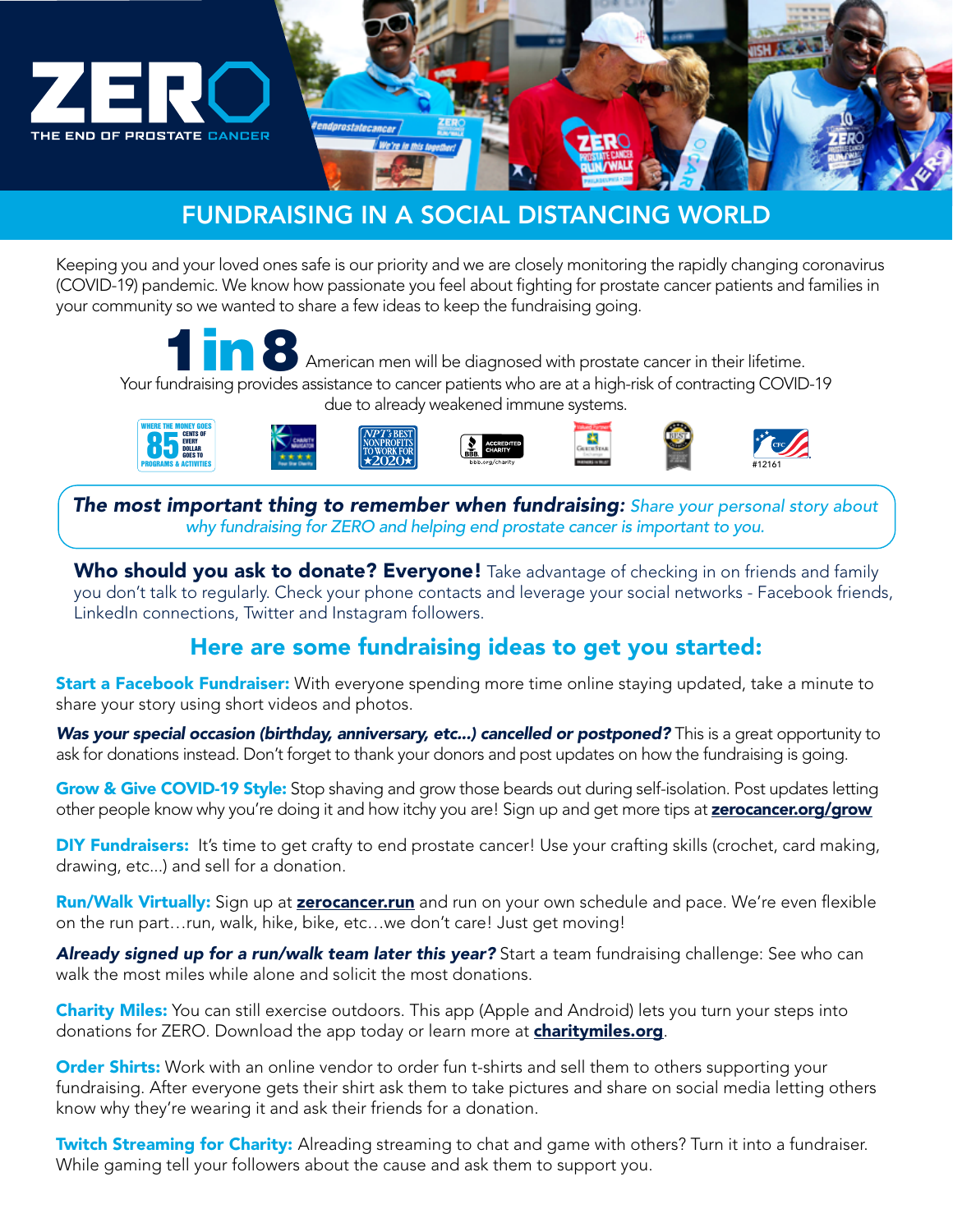# ZERO

THE END OF PROSTATE CANCER

## FUNDRAISING IN A SOCIAL DISTANCING WORLD

Keeping you and your loved ones safe is our priority and we are closely monitoring the rapidly changing coronavirus (COVID-19) pandemic. We know how passionate you feel about fighting for prostate cancer patients and families in your community so we wanted to share a few ideas to keep the fundraising going.

**1 in 8** American men will be diagnosed with prostate cancer in their lifetime. Your fundraising provides assistance to cancer patients who are at a high-risk of contracting COVID-19 due to already weakened immune systems.

WHERE THE MONEY GOES: 85 CENTS OF EVERY DOLLAR GOES TO PROGRAMS & ACTIVITIES

**The most important thing to remember when fundraising:** *Share your personal story about why fundraising for ZERO and helping end prostate cancer is important to you.*

**Who should you ask to donate? Everyone!** Take advantage of checking in on friends and family you don't talk to regularly. Check your phone contacts and leverage your social networks - Facebook friends, LinkedIn connections, Twitter and Instagram followers.

### Here are some fundraising ideas to get you started:

**Start a Facebook Fundraiser:** With everyone spending more time online staying updated, take a minute to share your story using short videos and photos.

***Was your special occasion (birthday, anniversary, etc...) cancelled or postponed?*** This is a great opportunity to ask for donations instead. Don't forget to thank your donors and post updates on how the fundraising is going.

**Grow & Give COVID-19 Style:** Stop shaving and grow those beards out during self-isolation. Post updates letting other people know why you're doing it and how itchy you are! Sign up and get more tips at **zerocancer.org/grow**

**DIY Fundraisers:** It's time to get crafty to end prostate cancer! Use your crafting skills (crochet, card making, drawing, etc...) and sell for a donation.

**Run/Walk Virtually:** Sign up at **zerocancer.run** and run on your own schedule and pace. We're even flexible on the run part…run, walk, hike, bike, etc…we don't care! Just get moving!

***Already signed up for a run/walk team later this year?*** Start a team fundraising challenge: See who can walk the most miles while alone and solicit the most donations.

**Charity Miles:** You can still exercise outdoors. This app (Apple and Android) lets you turn your steps into donations for ZERO. Download the app today or learn more at **charitymiles.org**.

**Order Shirts:** Work with an online vendor to order fun t-shirts and sell them to others supporting your fundraising. After everyone gets their shirt ask them to take pictures and share on social media letting others know why they're wearing it and ask their friends for a donation.

**Twitch Streaming for Charity:** Alreading streaming to chat and game with others? Turn it into a fundraiser. While gaming tell your followers about the cause and ask them to support you.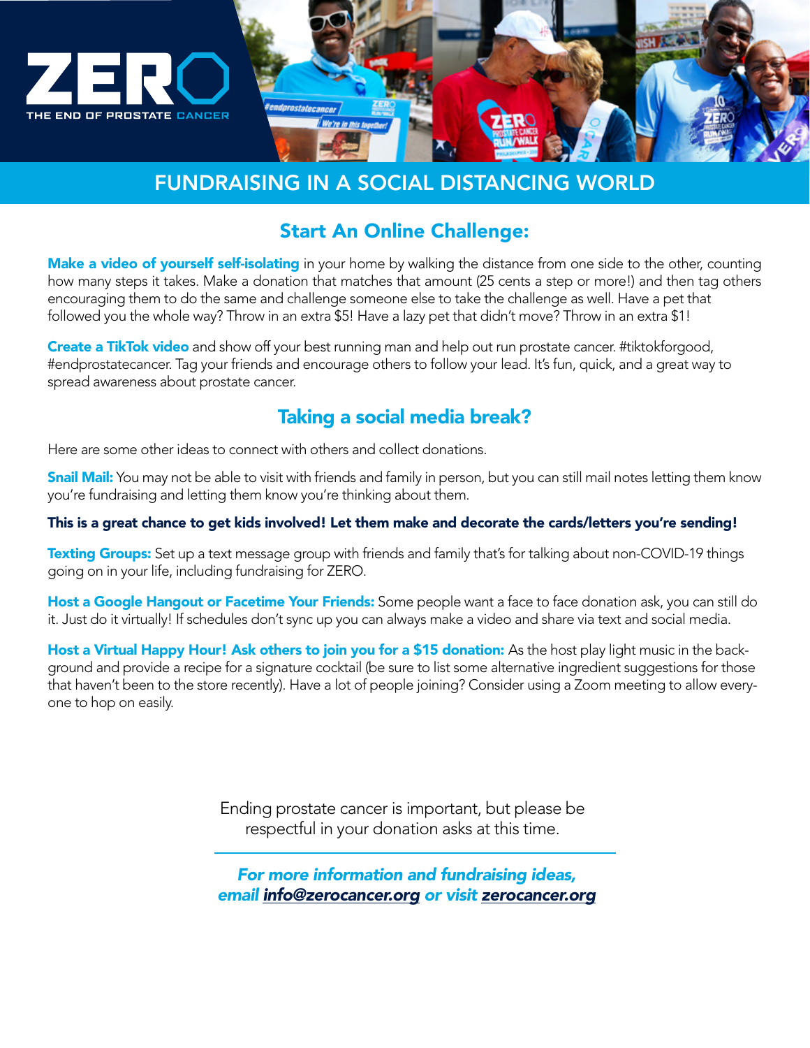# ZERO THE END OF PROSTATE CANCER

## FUNDRAISING IN A SOCIAL DISTANCING WORLD

### Start An Online Challenge:

**Make a video of yourself self-isolating** in your home by walking the distance from one side to the other, counting how many steps it takes. Make a donation that matches that amount (25 cents a step or more!) and then tag others encouraging them to do the same and challenge someone else to take the challenge as well. Have a pet that followed you the whole way? Throw in an extra $5! Have a lazy pet that didn't move? Throw in an extra $1!

**Create a TikTok video** and show off your best running man and help out run prostate cancer. #tiktokforgood, #endprostatecancer. Tag your friends and encourage others to follow your lead. It's fun, quick, and a great way to spread awareness about prostate cancer.

### Taking a social media break?

Here are some other ideas to connect with others and collect donations.

**Snail Mail:** You may not be able to visit with friends and family in person, but you can still mail notes letting them know you're fundraising and letting them know you're thinking about them.

**This is a great chance to get kids involved! Let them make and decorate the cards/letters you're sending!**

**Texting Groups:** Set up a text message group with friends and family that's for talking about non-COVID-19 things going on in your life, including fundraising for ZERO.

**Host a Google Hangout or Facetime Your Friends:** Some people want a face to face donation ask, you can still do it. Just do it virtually! If schedules don't sync up you can always make a video and share via text and social media.

**Host a Virtual Happy Hour! Ask others to join you for a $15 donation:** As the host play light music in the background and provide a recipe for a signature cocktail (be sure to list some alternative ingredient suggestions for those that haven't been to the store recently). Have a lot of people joining? Consider using a Zoom meeting to allow everyone to hop on easily.

Ending prostate cancer is important, but please be respectful in your donation asks at this time.

***For more information and fundraising ideas, email info@zerocancer.org or visit zerocancer.org***